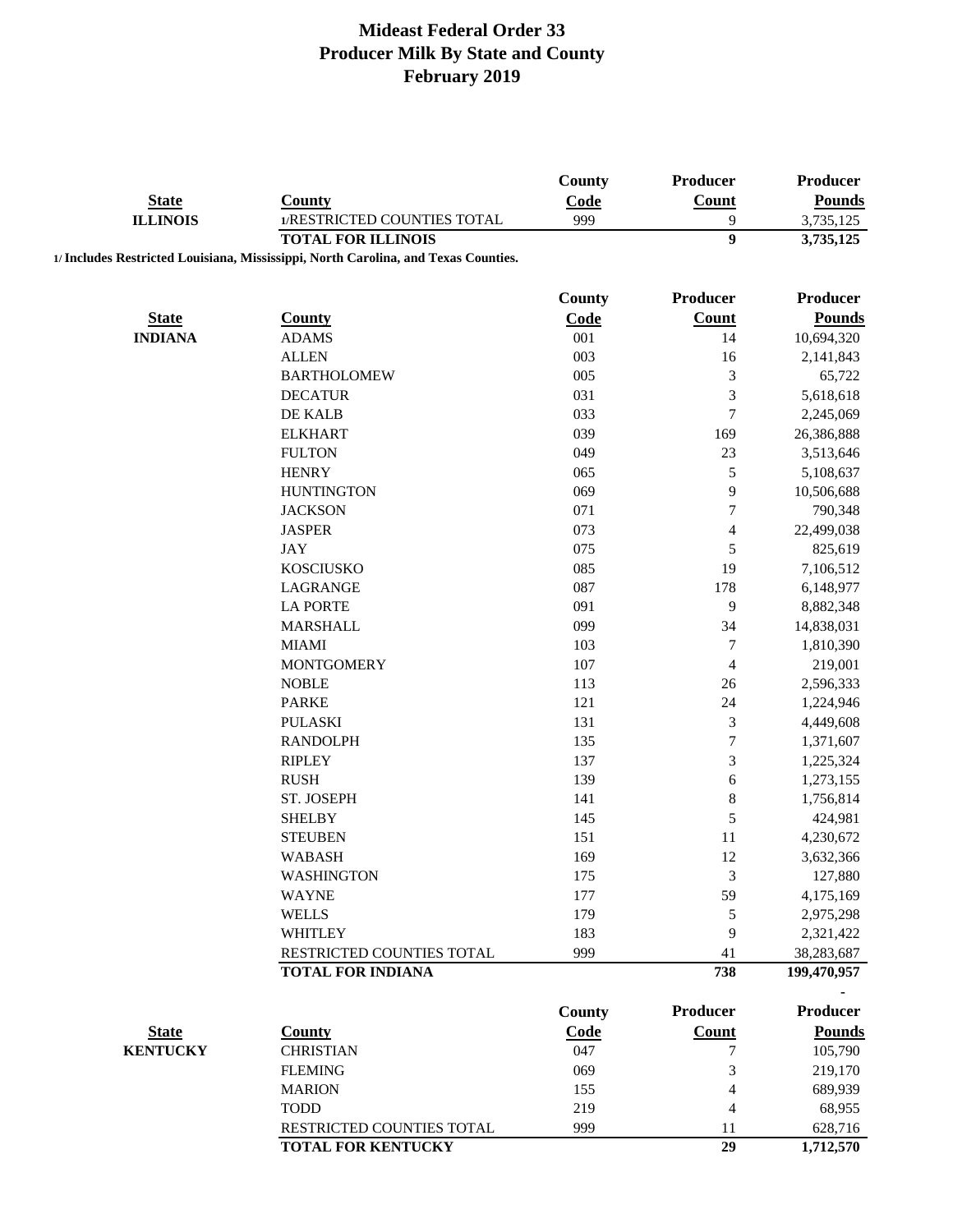# Mideast Federal Order 33
## Producer Milk By State and County
## February 2019

| State | County | County Code | Producer Count | Producer Pounds |
|---|---|---|---|---|
| ILLINOIS | 1/RESTRICTED COUNTIES TOTAL | 999 | 9 | 3,735,125 |
| | **TOTAL FOR ILLINOIS** | | **9** | **3,735,125** |

**1/ Includes Restricted Louisiana, Mississippi, North Carolina, and Texas Counties.**

| State | County | County Code | Producer Count | Producer Pounds |
|---|---|---|---|---|
| INDIANA | ADAMS | 001 | 14 | 10,694,320 |
| | ALLEN | 003 | 16 | 2,141,843 |
| | BARTHOLOMEW | 005 | 3 | 65,722 |
| | DECATUR | 031 | 3 | 5,618,618 |
| | DE KALB | 033 | 7 | 2,245,069 |
| | ELKHART | 039 | 169 | 26,386,888 |
| | FULTON | 049 | 23 | 3,513,646 |
| | HENRY | 065 | 5 | 5,108,637 |
| | HUNTINGTON | 069 | 9 | 10,506,688 |
| | JACKSON | 071 | 7 | 790,348 |
| | JASPER | 073 | 4 | 22,499,038 |
| | JAY | 075 | 5 | 825,619 |
| | KOSCIUSKO | 085 | 19 | 7,106,512 |
| | LAGRANGE | 087 | 178 | 6,148,977 |
| | LA PORTE | 091 | 9 | 8,882,348 |
| | MARSHALL | 099 | 34 | 14,838,031 |
| | MIAMI | 103 | 7 | 1,810,390 |
| | MONTGOMERY | 107 | 4 | 219,001 |
| | NOBLE | 113 | 26 | 2,596,333 |
| | PARKE | 121 | 24 | 1,224,946 |
| | PULASKI | 131 | 3 | 4,449,608 |
| | RANDOLPH | 135 | 7 | 1,371,607 |
| | RIPLEY | 137 | 3 | 1,225,324 |
| | RUSH | 139 | 6 | 1,273,155 |
| | ST. JOSEPH | 141 | 8 | 1,756,814 |
| | SHELBY | 145 | 5 | 424,981 |
| | STEUBEN | 151 | 11 | 4,230,672 |
| | WABASH | 169 | 12 | 3,632,366 |
| | WASHINGTON | 175 | 3 | 127,880 |
| | WAYNE | 177 | 59 | 4,175,169 |
| | WELLS | 179 | 5 | 2,975,298 |
| | WHITLEY | 183 | 9 | 2,321,422 |
| | RESTRICTED COUNTIES TOTAL | 999 | 41 | 38,283,687 |
| | **TOTAL FOR INDIANA** | | **738** | **199,470,957** |

| State | County | County Code | Producer Count | Producer Pounds |
|---|---|---|---|---|
| KENTUCKY | CHRISTIAN | 047 | 7 | 105,790 |
| | FLEMING | 069 | 3 | 219,170 |
| | MARION | 155 | 4 | 689,939 |
| | TODD | 219 | 4 | 68,955 |
| | RESTRICTED COUNTIES TOTAL | 999 | 11 | 628,716 |
| | **TOTAL FOR KENTUCKY** | | **29** | **1,712,570** |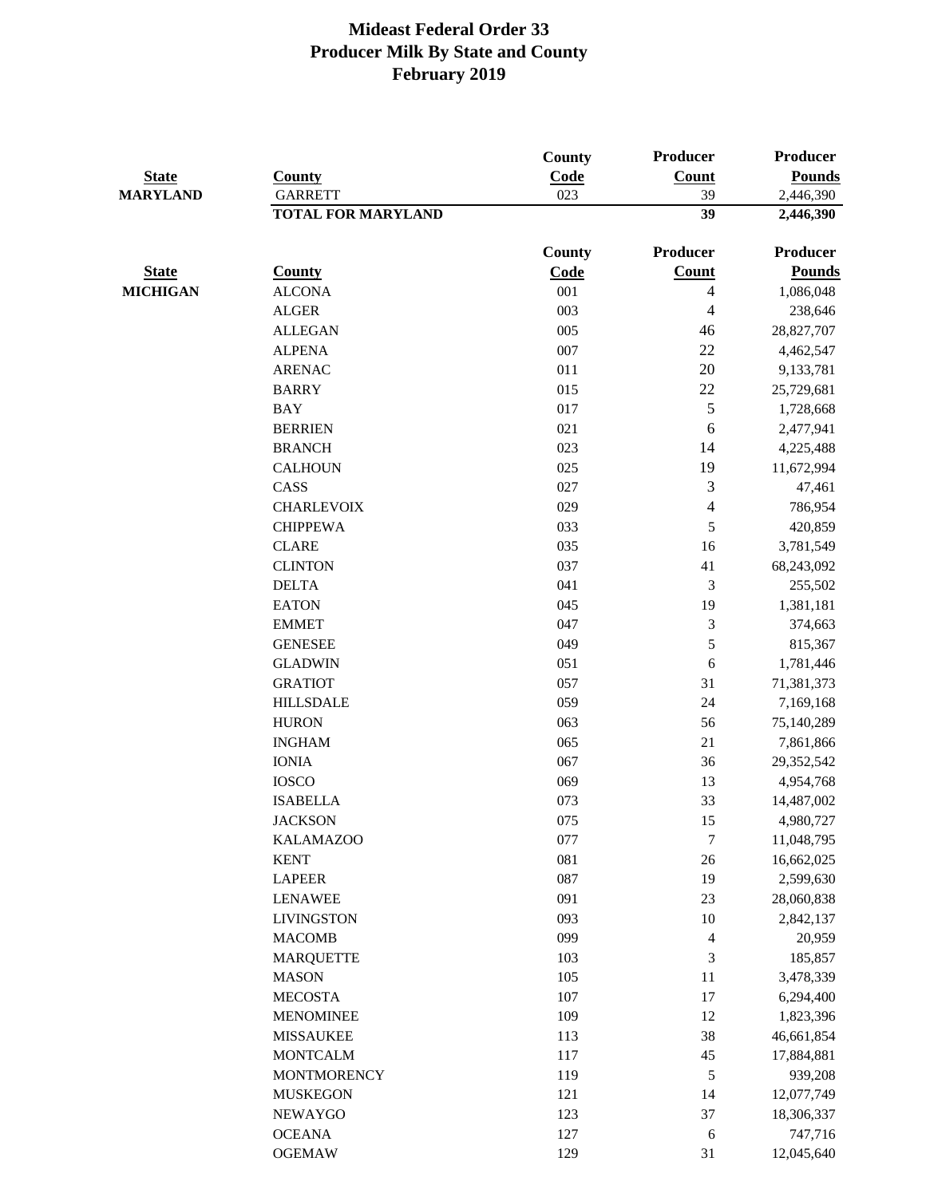# Mideast Federal Order 33
## Producer Milk By State and County
## February 2019

| State | County | County Code | Producer Count | Producer Pounds |
|---|---|---|---|---|
| MARYLAND | GARRETT | 023 | 39 | 2,446,390 |
| | **TOTAL FOR MARYLAND** | | **39** | **2,446,390** |

| State | County | County Code | Producer Count | Producer Pounds |
|---|---|---|---|---|
| MICHIGAN | ALCONA | 001 | 4 | 1,086,048 |
| | ALGER | 003 | 4 | 238,646 |
| | ALLEGAN | 005 | 46 | 28,827,707 |
| | ALPENA | 007 | 22 | 4,462,547 |
| | ARENAC | 011 | 20 | 9,133,781 |
| | BARRY | 015 | 22 | 25,729,681 |
| | BAY | 017 | 5 | 1,728,668 |
| | BERRIEN | 021 | 6 | 2,477,941 |
| | BRANCH | 023 | 14 | 4,225,488 |
| | CALHOUN | 025 | 19 | 11,672,994 |
| | CASS | 027 | 3 | 47,461 |
| | CHARLEVOIX | 029 | 4 | 786,954 |
| | CHIPPEWA | 033 | 5 | 420,859 |
| | CLARE | 035 | 16 | 3,781,549 |
| | CLINTON | 037 | 41 | 68,243,092 |
| | DELTA | 041 | 3 | 255,502 |
| | EATON | 045 | 19 | 1,381,181 |
| | EMMET | 047 | 3 | 374,663 |
| | GENESEE | 049 | 5 | 815,367 |
| | GLADWIN | 051 | 6 | 1,781,446 |
| | GRATIOT | 057 | 31 | 71,381,373 |
| | HILLSDALE | 059 | 24 | 7,169,168 |
| | HURON | 063 | 56 | 75,140,289 |
| | INGHAM | 065 | 21 | 7,861,866 |
| | IONIA | 067 | 36 | 29,352,542 |
| | IOSCO | 069 | 13 | 4,954,768 |
| | ISABELLA | 073 | 33 | 14,487,002 |
| | JACKSON | 075 | 15 | 4,980,727 |
| | KALAMAZOO | 077 | 7 | 11,048,795 |
| | KENT | 081 | 26 | 16,662,025 |
| | LAPEER | 087 | 19 | 2,599,630 |
| | LENAWEE | 091 | 23 | 28,060,838 |
| | LIVINGSTON | 093 | 10 | 2,842,137 |
| | MACOMB | 099 | 4 | 20,959 |
| | MARQUETTE | 103 | 3 | 185,857 |
| | MASON | 105 | 11 | 3,478,339 |
| | MECOSTA | 107 | 17 | 6,294,400 |
| | MENOMINEE | 109 | 12 | 1,823,396 |
| | MISSAUKEE | 113 | 38 | 46,661,854 |
| | MONTCALM | 117 | 45 | 17,884,881 |
| | MONTMORENCY | 119 | 5 | 939,208 |
| | MUSKEGON | 121 | 14 | 12,077,749 |
| | NEWAYGO | 123 | 37 | 18,306,337 |
| | OCEANA | 127 | 6 | 747,716 |
| | OGEMAW | 129 | 31 | 12,045,640 |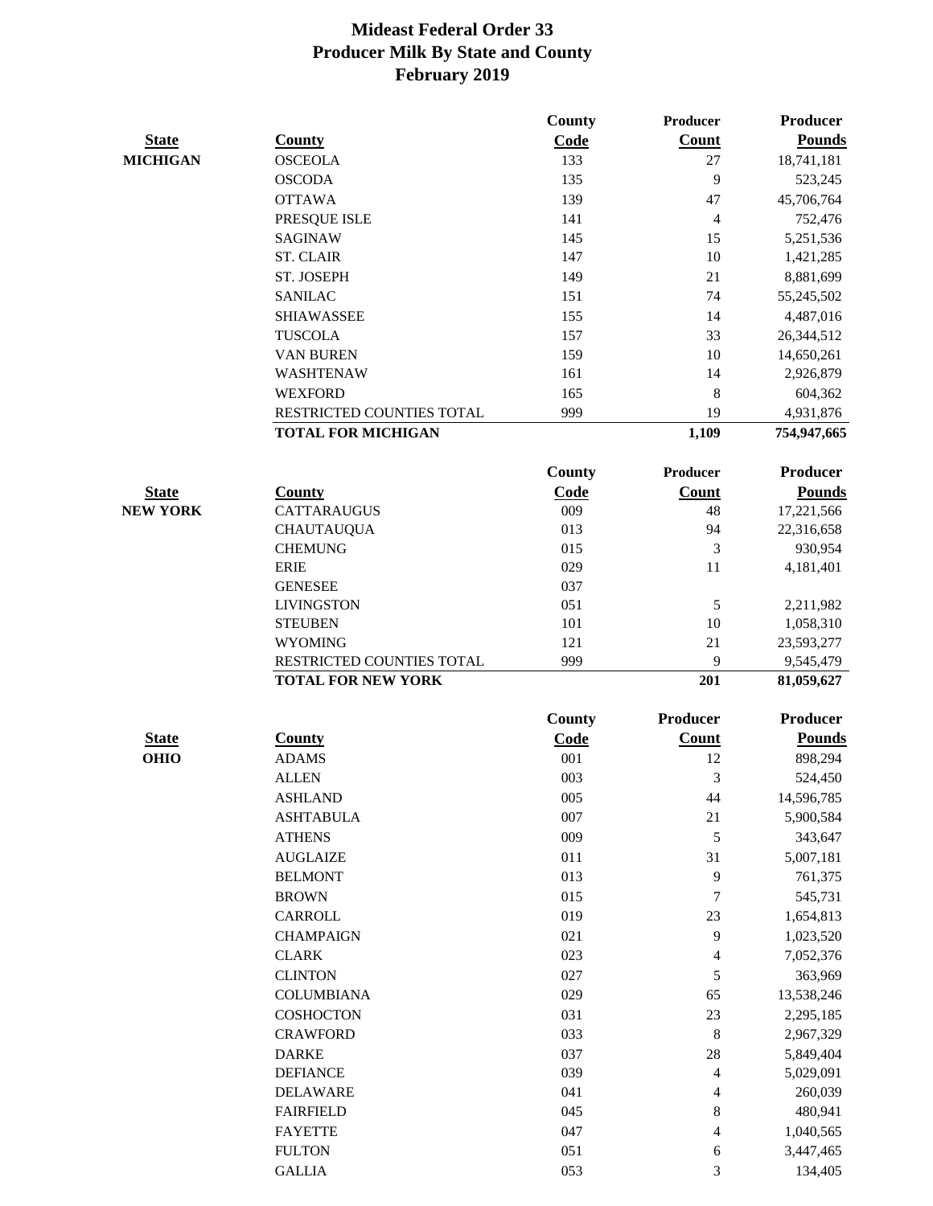# Mideast Federal Order 33
## Producer Milk By State and County
## February 2019

| State | County | County Code | Producer Count | Producer Pounds |
|---|---|---|---|---|
| **MICHIGAN** | OSCEOLA | 133 | 27 | 18,741,181 |
| | OSCODA | 135 | 9 | 523,245 |
| | OTTAWA | 139 | 47 | 45,706,764 |
| | PRESQUE ISLE | 141 | 4 | 752,476 |
| | SAGINAW | 145 | 15 | 5,251,536 |
| | ST. CLAIR | 147 | 10 | 1,421,285 |
| | ST. JOSEPH | 149 | 21 | 8,881,699 |
| | SANILAC | 151 | 74 | 55,245,502 |
| | SHIAWASSEE | 155 | 14 | 4,487,016 |
| | TUSCOLA | 157 | 33 | 26,344,512 |
| | VAN BUREN | 159 | 10 | 14,650,261 |
| | WASHTENAW | 161 | 14 | 2,926,879 |
| | WEXFORD | 165 | 8 | 604,362 |
| | RESTRICTED COUNTIES TOTAL | 999 | 19 | 4,931,876 |
| | **TOTAL FOR MICHIGAN** | | **1,109** | **754,947,665** |

| State | County | County Code | Producer Count | Producer Pounds |
|---|---|---|---|---|
| **NEW YORK** | CATTARAUGUS | 009 | 48 | 17,221,566 |
| | CHAUTAUQUA | 013 | 94 | 22,316,658 |
| | CHEMUNG | 015 | 3 | 930,954 |
| | ERIE | 029 | 11 | 4,181,401 |
| | GENESEE | 037 | | |
| | LIVINGSTON | 051 | 5 | 2,211,982 |
| | STEUBEN | 101 | 10 | 1,058,310 |
| | WYOMING | 121 | 21 | 23,593,277 |
| | RESTRICTED COUNTIES TOTAL | 999 | 9 | 9,545,479 |
| | **TOTAL FOR NEW YORK** | | **201** | **81,059,627** |

| State | County | County Code | Producer Count | Producer Pounds |
|---|---|---|---|---|
| **OHIO** | ADAMS | 001 | 12 | 898,294 |
| | ALLEN | 003 | 3 | 524,450 |
| | ASHLAND | 005 | 44 | 14,596,785 |
| | ASHTABULA | 007 | 21 | 5,900,584 |
| | ATHENS | 009 | 5 | 343,647 |
| | AUGLAIZE | 011 | 31 | 5,007,181 |
| | BELMONT | 013 | 9 | 761,375 |
| | BROWN | 015 | 7 | 545,731 |
| | CARROLL | 019 | 23 | 1,654,813 |
| | CHAMPAIGN | 021 | 9 | 1,023,520 |
| | CLARK | 023 | 4 | 7,052,376 |
| | CLINTON | 027 | 5 | 363,969 |
| | COLUMBIANA | 029 | 65 | 13,538,246 |
| | COSHOCTON | 031 | 23 | 2,295,185 |
| | CRAWFORD | 033 | 8 | 2,967,329 |
| | DARKE | 037 | 28 | 5,849,404 |
| | DEFIANCE | 039 | 4 | 5,029,091 |
| | DELAWARE | 041 | 4 | 260,039 |
| | FAIRFIELD | 045 | 8 | 480,941 |
| | FAYETTE | 047 | 4 | 1,040,565 |
| | FULTON | 051 | 6 | 3,447,465 |
| | GALLIA | 053 | 3 | 134,405 |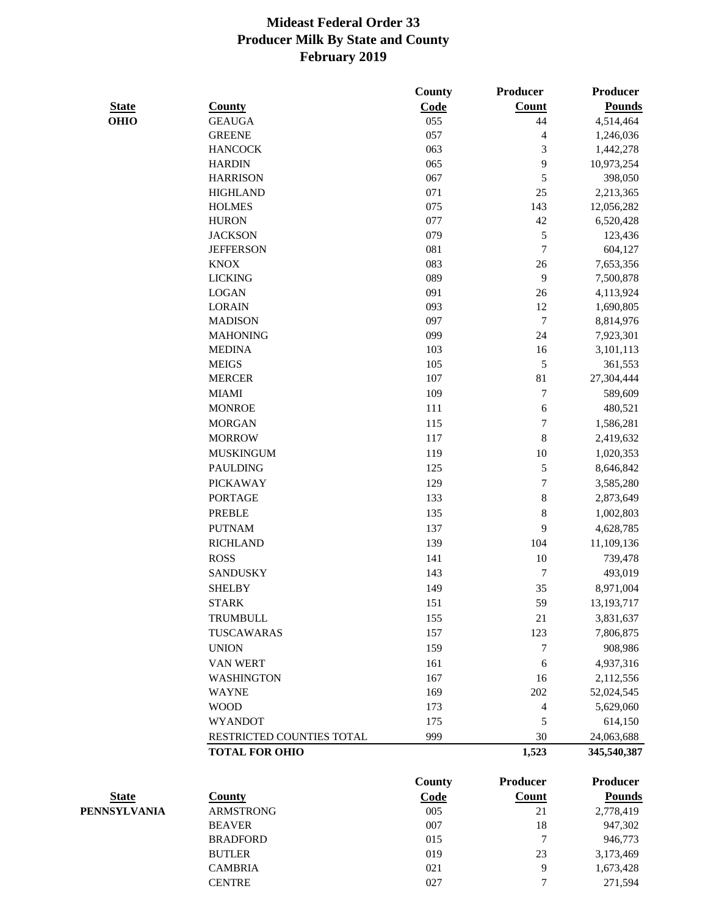# Mideast Federal Order 33
## Producer Milk By State and County
## February 2019

| State | County | County Code | Producer Count | Producer Pounds |
|---|---|---|---|---|
| OHIO | GEAUGA | 055 | 44 | 4,514,464 |
| | GREENE | 057 | 4 | 1,246,036 |
| | HANCOCK | 063 | 3 | 1,442,278 |
| | HARDIN | 065 | 9 | 10,973,254 |
| | HARRISON | 067 | 5 | 398,050 |
| | HIGHLAND | 071 | 25 | 2,213,365 |
| | HOLMES | 075 | 143 | 12,056,282 |
| | HURON | 077 | 42 | 6,520,428 |
| | JACKSON | 079 | 5 | 123,436 |
| | JEFFERSON | 081 | 7 | 604,127 |
| | KNOX | 083 | 26 | 7,653,356 |
| | LICKING | 089 | 9 | 7,500,878 |
| | LOGAN | 091 | 26 | 4,113,924 |
| | LORAIN | 093 | 12 | 1,690,805 |
| | MADISON | 097 | 7 | 8,814,976 |
| | MAHONING | 099 | 24 | 7,923,301 |
| | MEDINA | 103 | 16 | 3,101,113 |
| | MEIGS | 105 | 5 | 361,553 |
| | MERCER | 107 | 81 | 27,304,444 |
| | MIAMI | 109 | 7 | 589,609 |
| | MONROE | 111 | 6 | 480,521 |
| | MORGAN | 115 | 7 | 1,586,281 |
| | MORROW | 117 | 8 | 2,419,632 |
| | MUSKINGUM | 119 | 10 | 1,020,353 |
| | PAULDING | 125 | 5 | 8,646,842 |
| | PICKAWAY | 129 | 7 | 3,585,280 |
| | PORTAGE | 133 | 8 | 2,873,649 |
| | PREBLE | 135 | 8 | 1,002,803 |
| | PUTNAM | 137 | 9 | 4,628,785 |
| | RICHLAND | 139 | 104 | 11,109,136 |
| | ROSS | 141 | 10 | 739,478 |
| | SANDUSKY | 143 | 7 | 493,019 |
| | SHELBY | 149 | 35 | 8,971,004 |
| | STARK | 151 | 59 | 13,193,717 |
| | TRUMBULL | 155 | 21 | 3,831,637 |
| | TUSCAWARAS | 157 | 123 | 7,806,875 |
| | UNION | 159 | 7 | 908,986 |
| | VAN WERT | 161 | 6 | 4,937,316 |
| | WASHINGTON | 167 | 16 | 2,112,556 |
| | WAYNE | 169 | 202 | 52,024,545 |
| | WOOD | 173 | 4 | 5,629,060 |
| | WYANDOT | 175 | 5 | 614,150 |
| | RESTRICTED COUNTIES TOTAL | 999 | 30 | 24,063,688 |
| | **TOTAL FOR OHIO** | | **1,523** | **345,540,387** |

| State | County | County Code | Producer Count | Producer Pounds |
|---|---|---|---|---|
| PENNSYLVANIA | ARMSTRONG | 005 | 21 | 2,778,419 |
| | BEAVER | 007 | 18 | 947,302 |
| | BRADFORD | 015 | 7 | 946,773 |
| | BUTLER | 019 | 23 | 3,173,469 |
| | CAMBRIA | 021 | 9 | 1,673,428 |
| | CENTRE | 027 | 7 | 271,594 |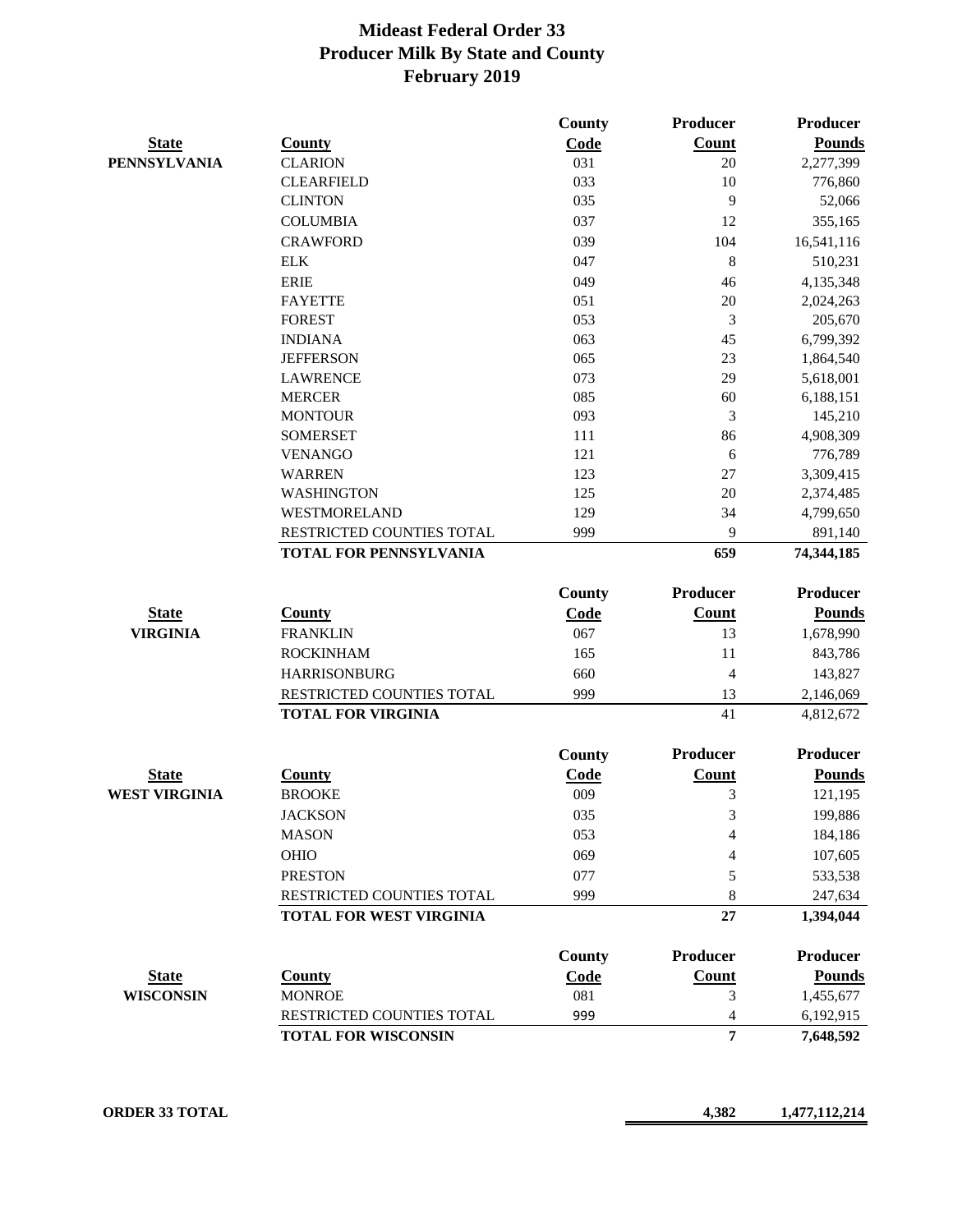# Mideast Federal Order 33
## Producer Milk By State and County
## February 2019

| State | County | County Code | Producer Count | Producer Pounds |
|---|---|---|---|---|
| PENNSYLVANIA | CLARION | 031 | 20 | 2,277,399 |
| | CLEARFIELD | 033 | 10 | 776,860 |
| | CLINTON | 035 | 9 | 52,066 |
| | COLUMBIA | 037 | 12 | 355,165 |
| | CRAWFORD | 039 | 104 | 16,541,116 |
| | ELK | 047 | 8 | 510,231 |
| | ERIE | 049 | 46 | 4,135,348 |
| | FAYETTE | 051 | 20 | 2,024,263 |
| | FOREST | 053 | 3 | 205,670 |
| | INDIANA | 063 | 45 | 6,799,392 |
| | JEFFERSON | 065 | 23 | 1,864,540 |
| | LAWRENCE | 073 | 29 | 5,618,001 |
| | MERCER | 085 | 60 | 6,188,151 |
| | MONTOUR | 093 | 3 | 145,210 |
| | SOMERSET | 111 | 86 | 4,908,309 |
| | VENANGO | 121 | 6 | 776,789 |
| | WARREN | 123 | 27 | 3,309,415 |
| | WASHINGTON | 125 | 20 | 2,374,485 |
| | WESTMORELAND | 129 | 34 | 4,799,650 |
| | RESTRICTED COUNTIES TOTAL | 999 | 9 | 891,140 |
| | **TOTAL FOR PENNSYLVANIA** | | **659** | **74,344,185** |

| State | County | County Code | Producer Count | Producer Pounds |
|---|---|---|---|---|
| VIRGINIA | FRANKLIN | 067 | 13 | 1,678,990 |
| | ROCKINHAM | 165 | 11 | 843,786 |
| | HARRISONBURG | 660 | 4 | 143,827 |
| | RESTRICTED COUNTIES TOTAL | 999 | 13 | 2,146,069 |
| | **TOTAL FOR VIRGINIA** | | 41 | 4,812,672 |

| State | County | County Code | Producer Count | Producer Pounds |
|---|---|---|---|---|
| WEST VIRGINIA | BROOKE | 009 | 3 | 121,195 |
| | JACKSON | 035 | 3 | 199,886 |
| | MASON | 053 | 4 | 184,186 |
| | OHIO | 069 | 4 | 107,605 |
| | PRESTON | 077 | 5 | 533,538 |
| | RESTRICTED COUNTIES TOTAL | 999 | 8 | 247,634 |
| | **TOTAL FOR WEST VIRGINIA** | | **27** | **1,394,044** |

| State | County | County Code | Producer Count | Producer Pounds |
|---|---|---|---|---|
| WISCONSIN | MONROE | 081 | 3 | 1,455,677 |
| | RESTRICTED COUNTIES TOTAL | 999 | 4 | 6,192,915 |
| | **TOTAL FOR WISCONSIN** | | **7** | **7,648,592** |

| | Producer Count | Producer Pounds |
|---|---|---|
| **ORDER 33 TOTAL** | **4,382** | **1,477,112,214** |